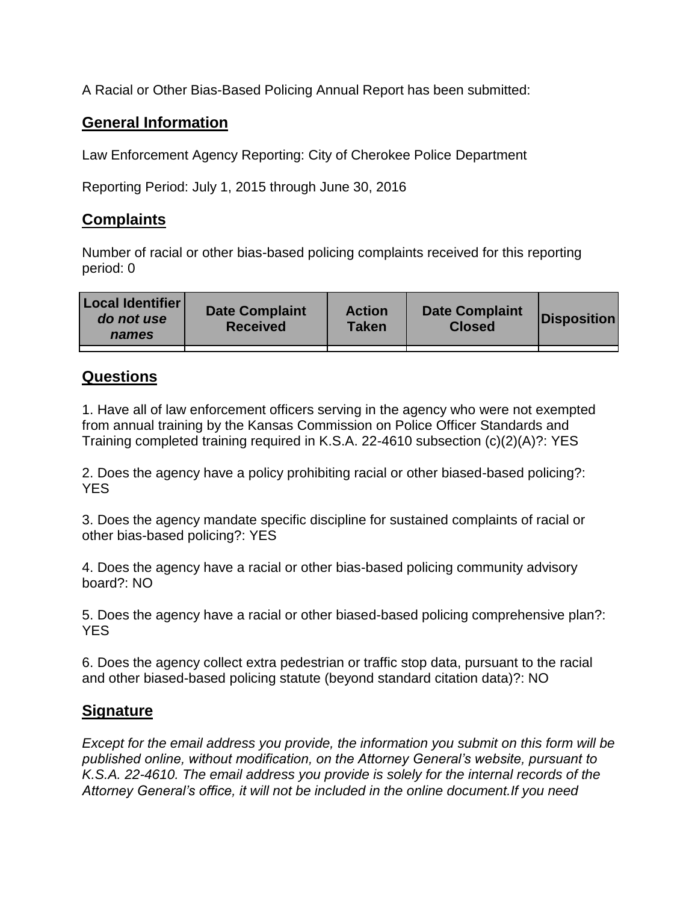A Racial or Other Bias-Based Policing Annual Report has been submitted:

## General Information

Law Enforcement Agency Reporting: City of Cherokee Police Department

Reporting Period: July 1, 2015 through June 30, 2016

## Complaints

Number of racial or other bias-based policing complaints received for this reporting period: 0

| Local Identifier *do not use names* | Date Complaint Received | Action Taken | Date Complaint Closed | Disposition |
|---|---|---|---|---|
| | | | | |

## Questions

1. Have all of law enforcement officers serving in the agency who were not exempted from annual training by the Kansas Commission on Police Officer Standards and Training completed training required in K.S.A. 22-4610 subsection (c)(2)(A)?: YES

2. Does the agency have a policy prohibiting racial or other biased-based policing?: YES

3. Does the agency mandate specific discipline for sustained complaints of racial or other bias-based policing?: YES

4. Does the agency have a racial or other bias-based policing community advisory board?: NO

5. Does the agency have a racial or other biased-based policing comprehensive plan?: YES

6. Does the agency collect extra pedestrian or traffic stop data, pursuant to the racial and other biased-based policing statute (beyond standard citation data)?: NO

## Signature

*Except for the email address you provide, the information you submit on this form will be published online, without modification, on the Attorney General's website, pursuant to K.S.A. 22-4610. The email address you provide is solely for the internal records of the Attorney General's office, it will not be included in the online document.If you need*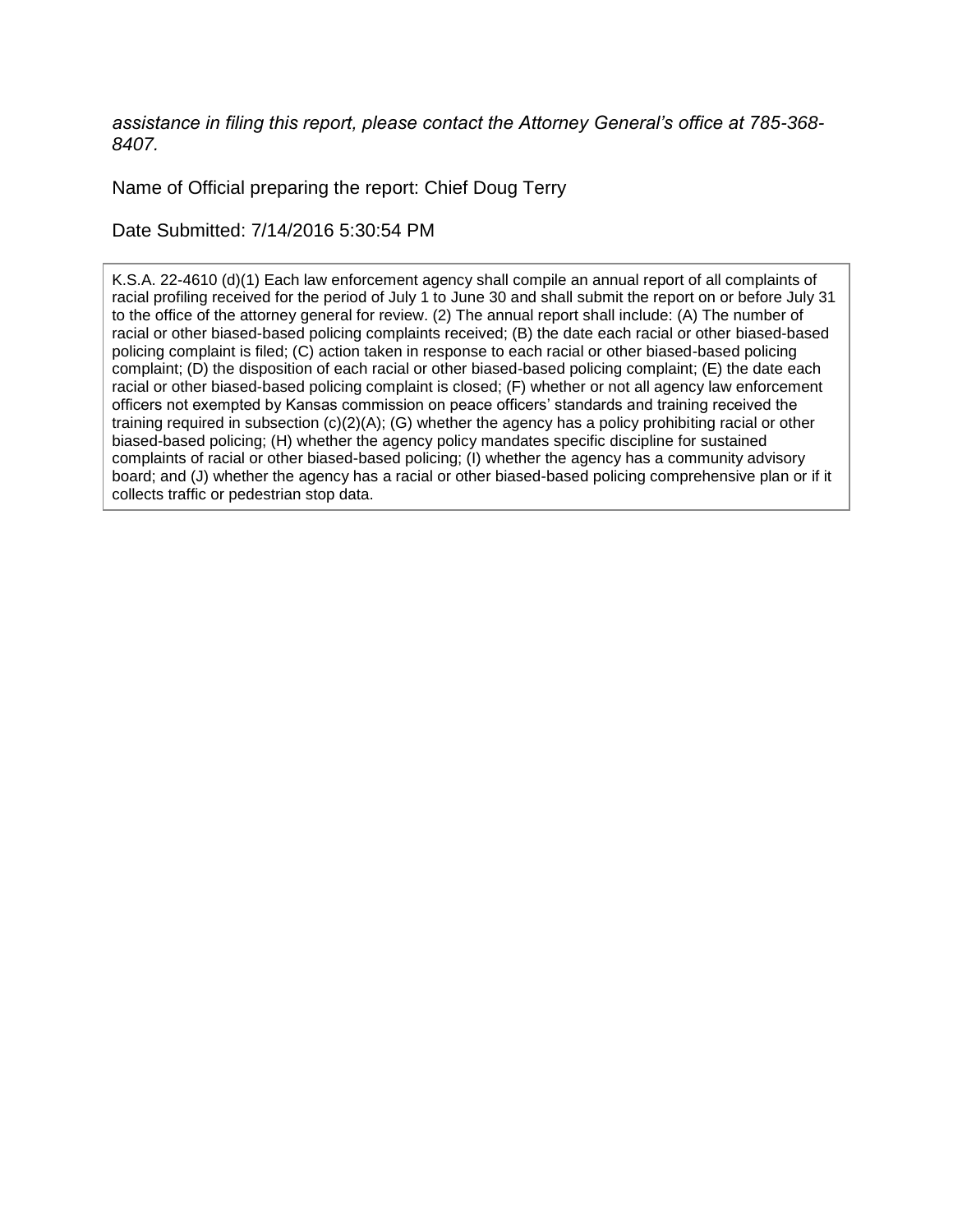*assistance in filing this report, please contact the Attorney General's office at 785-368-8407.*

Name of Official preparing the report: Chief Doug Terry

Date Submitted: 7/14/2016 5:30:54 PM

K.S.A. 22-4610 (d)(1) Each law enforcement agency shall compile an annual report of all complaints of racial profiling received for the period of July 1 to June 30 and shall submit the report on or before July 31 to the office of the attorney general for review. (2) The annual report shall include: (A) The number of racial or other biased-based policing complaints received; (B) the date each racial or other biased-based policing complaint is filed; (C) action taken in response to each racial or other biased-based policing complaint; (D) the disposition of each racial or other biased-based policing complaint; (E) the date each racial or other biased-based policing complaint is closed; (F) whether or not all agency law enforcement officers not exempted by Kansas commission on peace officers' standards and training received the training required in subsection (c)(2)(A); (G) whether the agency has a policy prohibiting racial or other biased-based policing; (H) whether the agency policy mandates specific discipline for sustained complaints of racial or other biased-based policing; (I) whether the agency has a community advisory board; and (J) whether the agency has a racial or other biased-based policing comprehensive plan or if it collects traffic or pedestrian stop data.